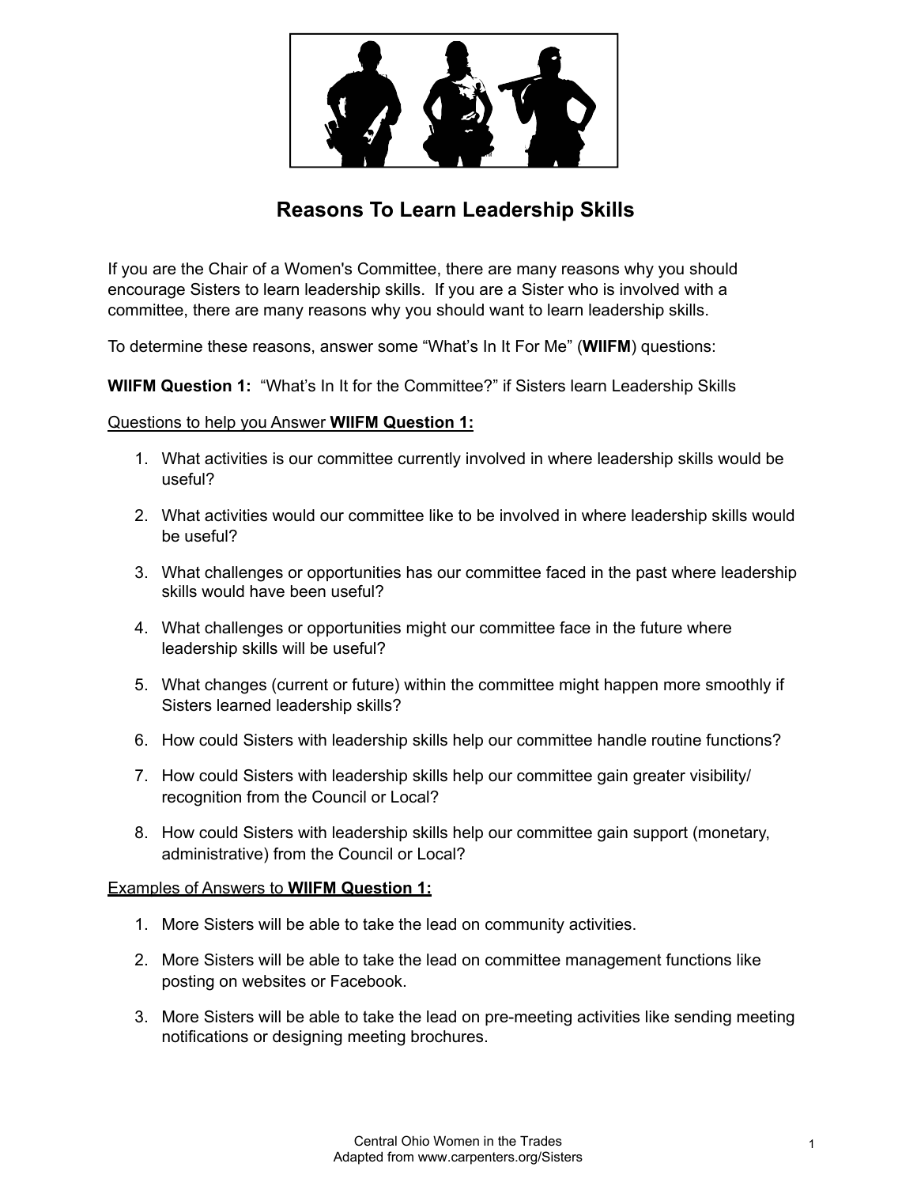# Reasons To Learn Leadership Skills

If you are the Chair of a Women's Committee, there are many reasons why you should encourage Sisters to learn leadership skills. If you are a Sister who is involved with a committee, there are many reasons why you should want to learn leadership skills.

To determine these reasons, answer some "What's In It For Me" (**WIIFM**) questions:

**WIIFM Question 1:** "What's In It for the Committee?" if Sisters learn Leadership Skills

<u>Questions to help you Answer **WIIFM Question 1:**</u>

1. What activities is our committee currently involved in where leadership skills would be useful?
2. What activities would our committee like to be involved in where leadership skills would be useful?
3. What challenges or opportunities has our committee faced in the past where leadership skills would have been useful?
4. What challenges or opportunities might our committee face in the future where leadership skills will be useful?
5. What changes (current or future) within the committee might happen more smoothly if Sisters learned leadership skills?
6. How could Sisters with leadership skills help our committee handle routine functions?
7. How could Sisters with leadership skills help our committee gain greater visibility/ recognition from the Council or Local?
8. How could Sisters with leadership skills help our committee gain support (monetary, administrative) from the Council or Local?

<u>Examples of Answers to **WIIFM Question 1:**</u>

1. More Sisters will be able to take the lead on community activities.
2. More Sisters will be able to take the lead on committee management functions like posting on websites or Facebook.
3. More Sisters will be able to take the lead on pre-meeting activities like sending meeting notifications or designing meeting brochures.

Central Ohio Women in the Trades
Adapted from www.carpenters.org/Sisters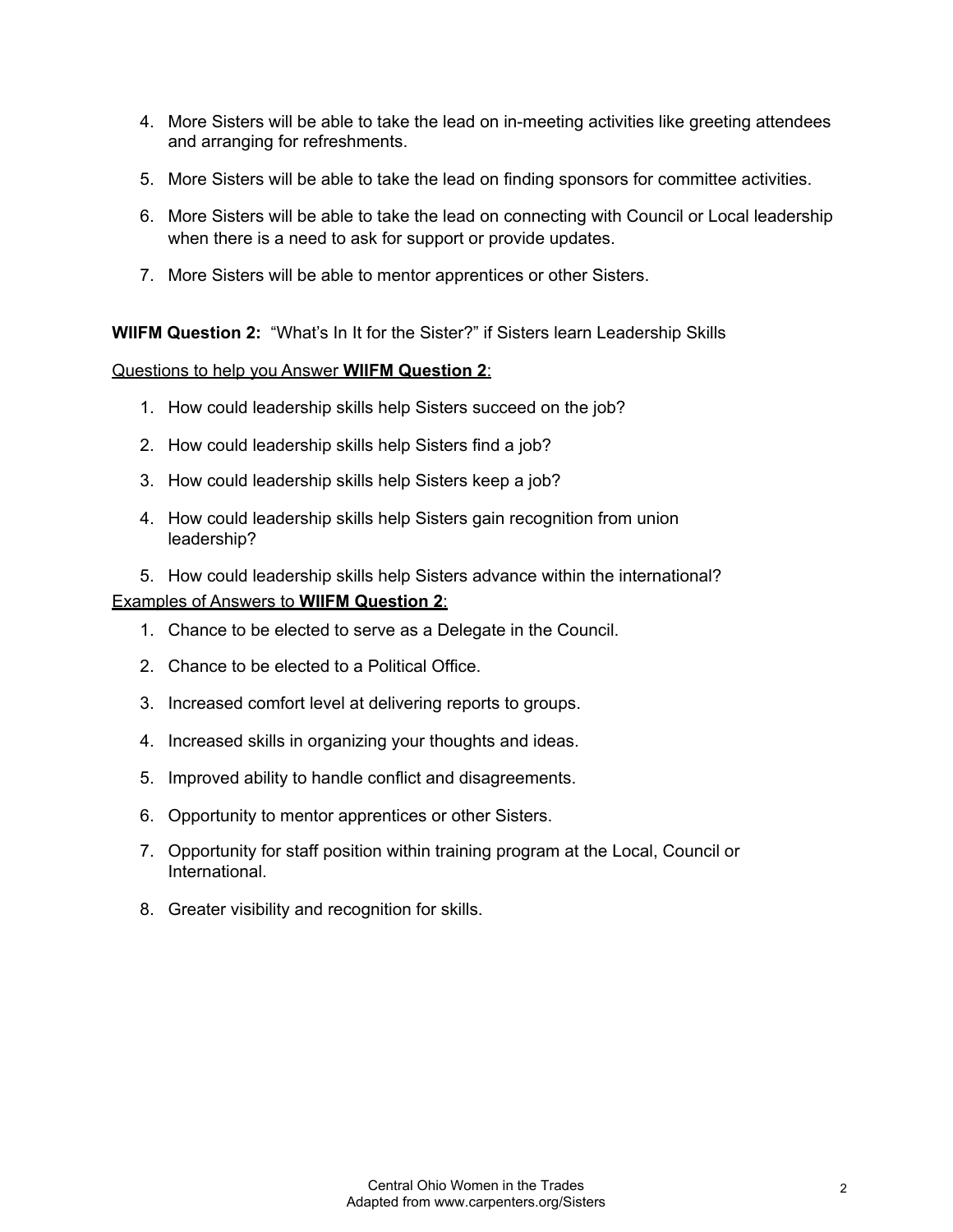4. More Sisters will be able to take the lead on in-meeting activities like greeting attendees and arranging for refreshments.

5. More Sisters will be able to take the lead on finding sponsors for committee activities.

6. More Sisters will be able to take the lead on connecting with Council or Local leadership when there is a need to ask for support or provide updates.

7. More Sisters will be able to mentor apprentices or other Sisters.

**WIIFM Question 2:** "What's In It for the Sister?" if Sisters learn Leadership Skills

<u>Questions to help you Answer **WIIFM Question 2**:</u>

1. How could leadership skills help Sisters succeed on the job?

2. How could leadership skills help Sisters find a job?

3. How could leadership skills help Sisters keep a job?

4. How could leadership skills help Sisters gain recognition from union leadership?

5. How could leadership skills help Sisters advance within the international?

<u>Examples of Answers to **WIIFM Question 2**:</u>

1. Chance to be elected to serve as a Delegate in the Council.

2. Chance to be elected to a Political Office.

3. Increased comfort level at delivering reports to groups.

4. Increased skills in organizing your thoughts and ideas.

5. Improved ability to handle conflict and disagreements.

6. Opportunity to mentor apprentices or other Sisters.

7. Opportunity for staff position within training program at the Local, Council or International.

8. Greater visibility and recognition for skills.

Central Ohio Women in the Trades
Adapted from www.carpenters.org/Sisters